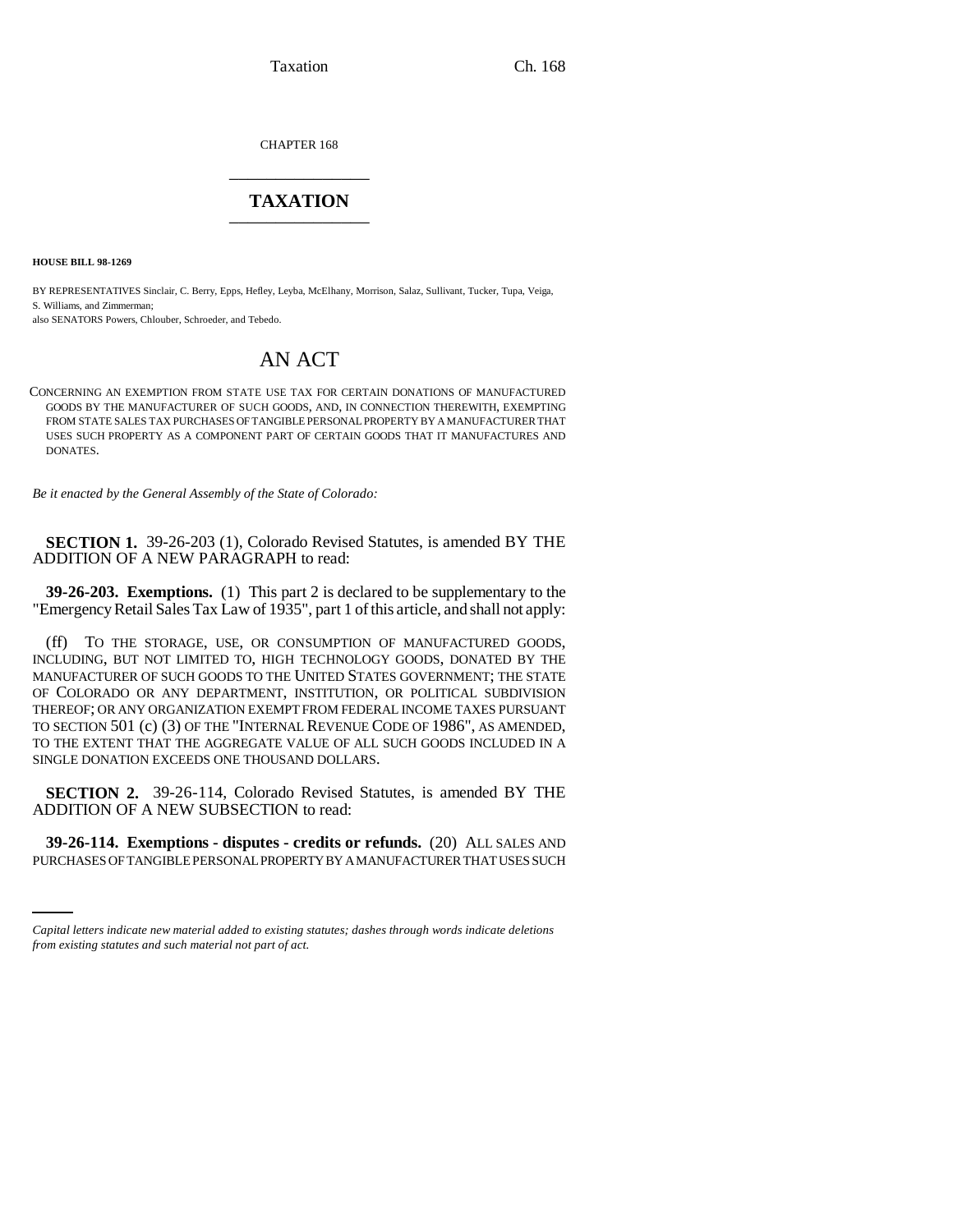CHAPTER 168

# TAXATION

**HOUSE BILL 98-1269**

BY REPRESENTATIVES Sinclair, C. Berry, Epps, Hefley, Leyba, McElhany, Morrison, Salaz, Sullivant, Tucker, Tupa, Veiga, S. Williams, and Zimmerman;
also SENATORS Powers, Chlouber, Schroeder, and Tebedo.

# AN ACT

CONCERNING AN EXEMPTION FROM STATE USE TAX FOR CERTAIN DONATIONS OF MANUFACTURED GOODS BY THE MANUFACTURER OF SUCH GOODS, AND, IN CONNECTION THEREWITH, EXEMPTING FROM STATE SALES TAX PURCHASES OF TANGIBLE PERSONAL PROPERTY BY A MANUFACTURER THAT USES SUCH PROPERTY AS A COMPONENT PART OF CERTAIN GOODS THAT IT MANUFACTURES AND DONATES.

*Be it enacted by the General Assembly of the State of Colorado:*

**SECTION 1.** 39-26-203 (1), Colorado Revised Statutes, is amended BY THE ADDITION OF A NEW PARAGRAPH to read:

**39-26-203. Exemptions.** (1) This part 2 is declared to be supplementary to the "Emergency Retail Sales Tax Law of 1935", part 1 of this article, and shall not apply:

(ff) TO THE STORAGE, USE, OR CONSUMPTION OF MANUFACTURED GOODS, INCLUDING, BUT NOT LIMITED TO, HIGH TECHNOLOGY GOODS, DONATED BY THE MANUFACTURER OF SUCH GOODS TO THE UNITED STATES GOVERNMENT; THE STATE OF COLORADO OR ANY DEPARTMENT, INSTITUTION, OR POLITICAL SUBDIVISION THEREOF; OR ANY ORGANIZATION EXEMPT FROM FEDERAL INCOME TAXES PURSUANT TO SECTION 501 (c) (3) OF THE "INTERNAL REVENUE CODE OF 1986", AS AMENDED, TO THE EXTENT THAT THE AGGREGATE VALUE OF ALL SUCH GOODS INCLUDED IN A SINGLE DONATION EXCEEDS ONE THOUSAND DOLLARS.

**SECTION 2.** 39-26-114, Colorado Revised Statutes, is amended BY THE ADDITION OF A NEW SUBSECTION to read:

**39-26-114. Exemptions - disputes - credits or refunds.** (20) ALL SALES AND PURCHASES OF TANGIBLE PERSONAL PROPERTY BY A MANUFACTURER THAT USES SUCH

*Capital letters indicate new material added to existing statutes; dashes through words indicate deletions from existing statutes and such material not part of act.*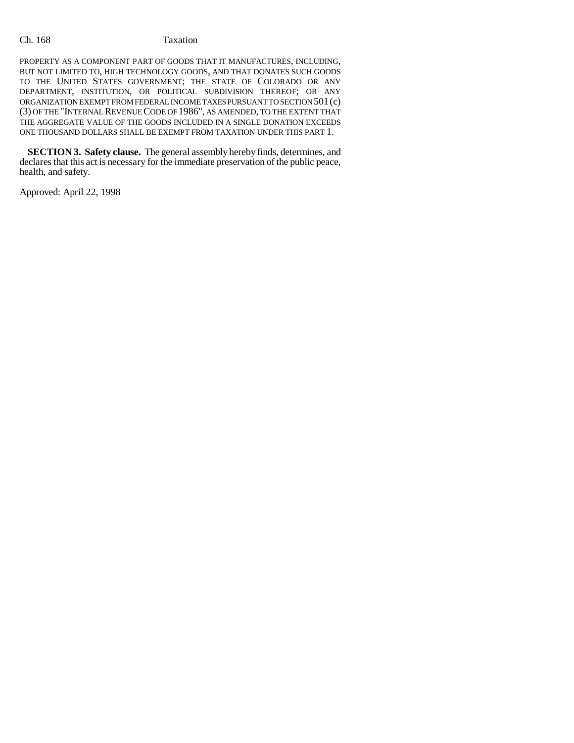PROPERTY AS A COMPONENT PART OF GOODS THAT IT MANUFACTURES, INCLUDING, BUT NOT LIMITED TO, HIGH TECHNOLOGY GOODS, AND THAT DONATES SUCH GOODS TO THE UNITED STATES GOVERNMENT; THE STATE OF COLORADO OR ANY DEPARTMENT, INSTITUTION, OR POLITICAL SUBDIVISION THEREOF; OR ANY ORGANIZATION EXEMPT FROM FEDERAL INCOME TAXES PURSUANT TO SECTION 501 (c) (3) OF THE "INTERNAL REVENUE CODE OF 1986", AS AMENDED, TO THE EXTENT THAT THE AGGREGATE VALUE OF THE GOODS INCLUDED IN A SINGLE DONATION EXCEEDS ONE THOUSAND DOLLARS SHALL BE EXEMPT FROM TAXATION UNDER THIS PART 1.

**SECTION 3. Safety clause.** The general assembly hereby finds, determines, and declares that this act is necessary for the immediate preservation of the public peace, health, and safety.

Approved: April 22, 1998